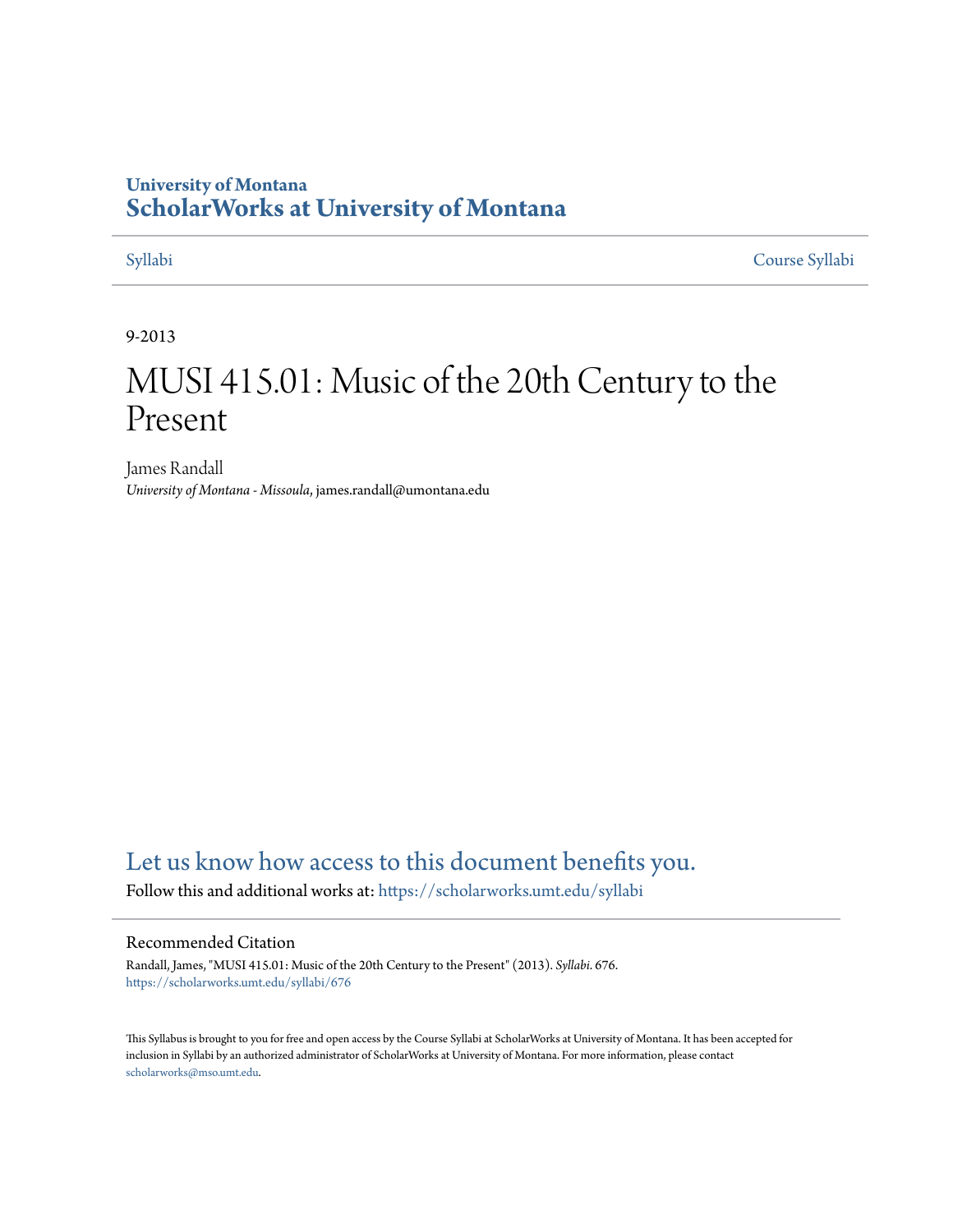University of Montana
# ScholarWorks at University of Montana

Syllabi | Course Syllabi

9-2013

# MUSI 415.01: Music of the 20th Century to the Present

James Randall
*University of Montana - Missoula*, james.randall@umontana.edu

## Let us know how access to this document benefits you.

Follow this and additional works at: https://scholarworks.umt.edu/syllabi

### Recommended Citation

Randall, James, "MUSI 415.01: Music of the 20th Century to the Present" (2013). *Syllabi*. 676.
https://scholarworks.umt.edu/syllabi/676

This Syllabus is brought to you for free and open access by the Course Syllabi at ScholarWorks at University of Montana. It has been accepted for inclusion in Syllabi by an authorized administrator of ScholarWorks at University of Montana. For more information, please contact scholarworks@mso.umt.edu.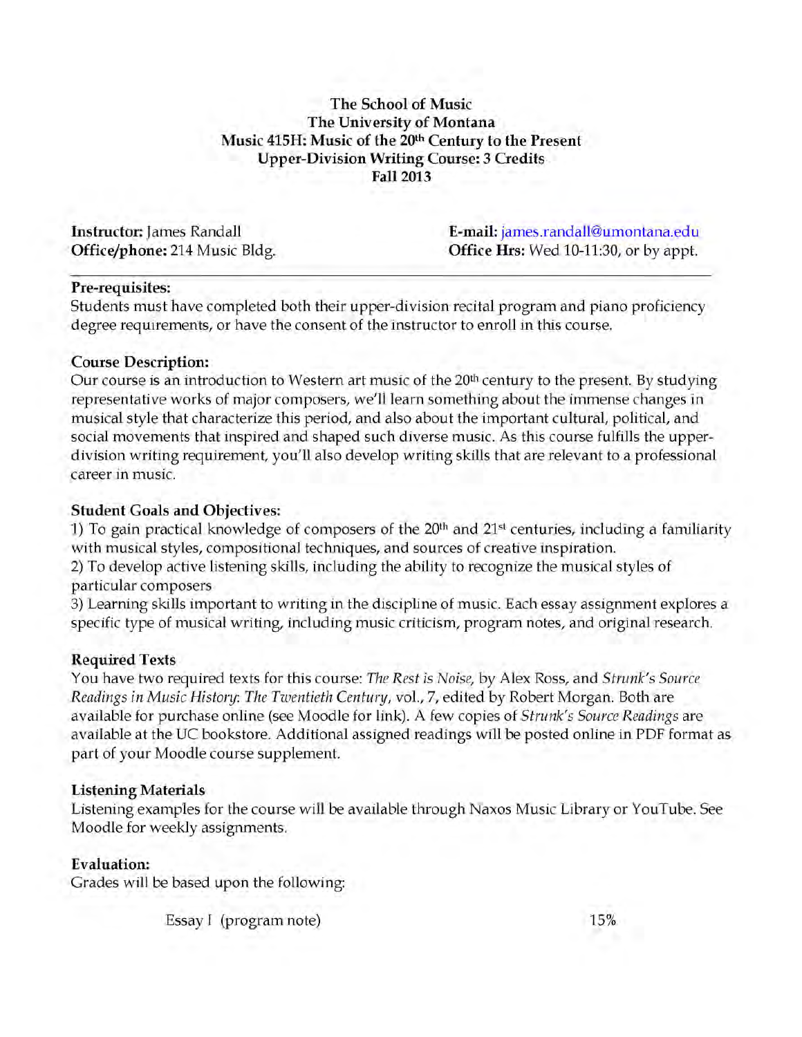**The School of Music**
**The University of Montana**
**Music 415H: Music of the 20th Century to the Present**
**Upper-Division Writing Course: 3 Credits**
**Fall 2013**

**Instructor:** James Randall
**Office/phone:** 214 Music Bldg.

**E-mail:** james.randall@umontana.edu
**Office Hrs:** Wed 10-11:30, or by appt.

---

**Pre-requisites:**
Students must have completed both their upper-division recital program and piano proficiency degree requirements, or have the consent of the instructor to enroll in this course.

**Course Description:**
Our course is an introduction to Western art music of the 20th century to the present. By studying representative works of major composers, we'll learn something about the immense changes in musical style that characterize this period, and also about the important cultural, political, and social movements that inspired and shaped such diverse music. As this course fulfills the upper-division writing requirement, you'll also develop writing skills that are relevant to a professional career in music.

**Student Goals and Objectives:**
1) To gain practical knowledge of composers of the 20th and 21st centuries, including a familiarity with musical styles, compositional techniques, and sources of creative inspiration.
2) To develop active listening skills, including the ability to recognize the musical styles of particular composers
3) Learning skills important to writing in the discipline of music. Each essay assignment explores a specific type of musical writing, including music criticism, program notes, and original research.

**Required Texts**
You have two required texts for this course: *The Rest is Noise*, by Alex Ross, and *Strunk's Source Readings in Music History: The Twentieth Century*, vol., 7, edited by Robert Morgan. Both are available for purchase online (see Moodle for link). A few copies of *Strunk's Source Readings* are available at the UC bookstore. Additional assigned readings will be posted online in PDF format as part of your Moodle course supplement.

**Listening Materials**
Listening examples for the course will be available through Naxos Music Library or YouTube. See Moodle for weekly assignments.

**Evaluation:**
Grades will be based upon the following:

| | |
|---|---|
| Essay I (program note) | 15% |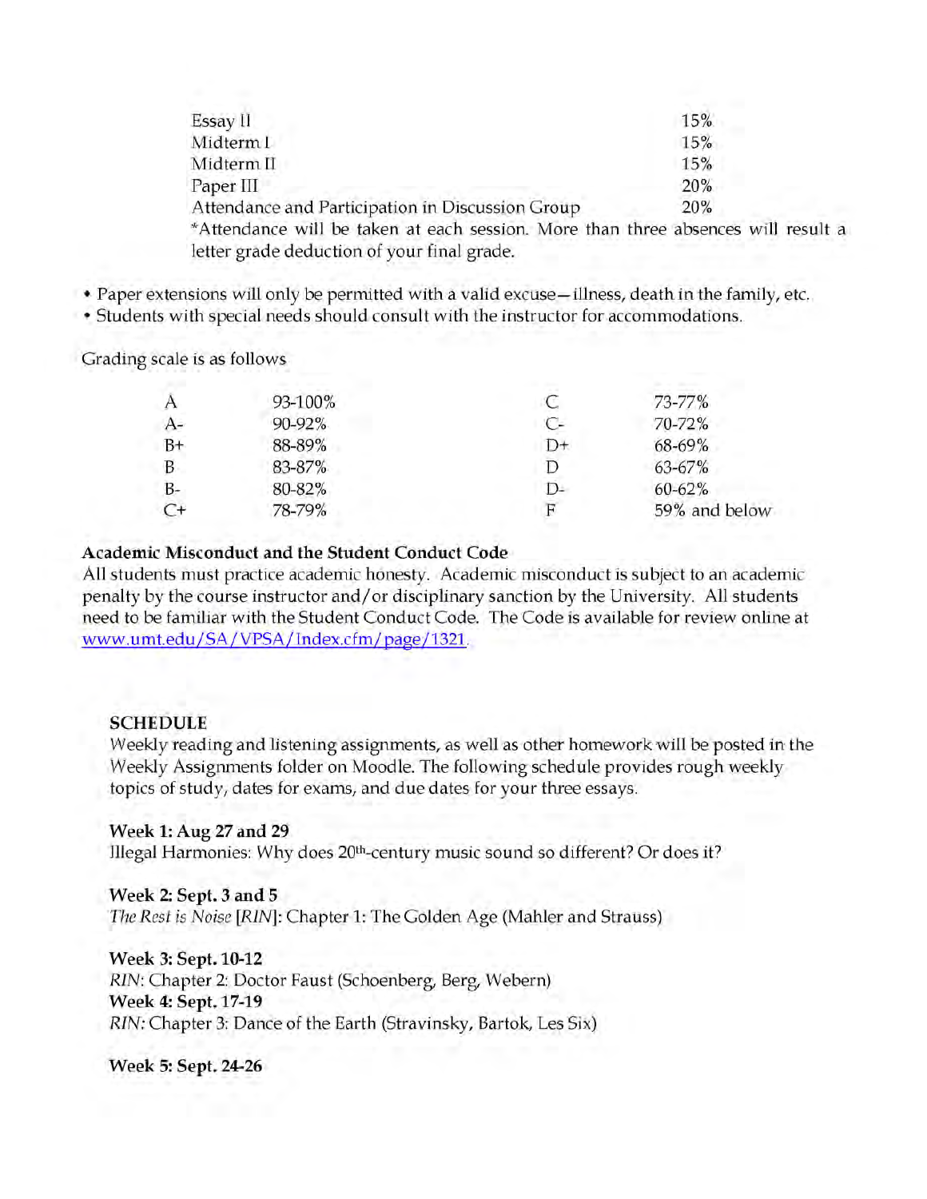| | |
|---|---|
| Essay II | 15% |
| Midterm I | 15% |
| Midterm II | 15% |
| Paper III | 20% |
| Attendance and Participation in Discussion Group | 20% |

*Attendance will be taken at each session. More than three absences will result a letter grade deduction of your final grade.

- Paper extensions will only be permitted with a valid excuse—illness, death in the family, etc.
- Students with special needs should consult with the instructor for accommodations.

Grading scale is as follows

| | | | |
|---|---|---|---|
| A | 93-100% | C | 73-77% |
| A- | 90-92% | C- | 70-72% |
| B+ | 88-89% | D+ | 68-69% |
| B | 83-87% | D | 63-67% |
| B- | 80-82% | D- | 60-62% |
| C+ | 78-79% | F | 59% and below |

**Academic Misconduct and the Student Conduct Code**
All students must practice academic honesty. Academic misconduct is subject to an academic penalty by the course instructor and/or disciplinary sanction by the University. All students need to be familiar with the Student Conduct Code. The Code is available for review online at [www.umt.edu/SA/VPSA/Index.cfm/page/1321](www.umt.edu/SA/VPSA/Index.cfm/page/1321).

**SCHEDULE**
Weekly reading and listening assignments, as well as other homework will be posted in the Weekly Assignments folder on Moodle. The following schedule provides rough weekly topics of study, dates for exams, and due dates for your three essays.

**Week 1: Aug 27 and 29**
Illegal Harmonies: Why does 20th-century music sound so different? Or does it?

**Week 2: Sept. 3 and 5**
*The Rest is Noise* [*RIN*]: Chapter 1: The Golden Age (Mahler and Strauss)

**Week 3: Sept. 10-12**
*RIN*: Chapter 2: Doctor Faust (Schoenberg, Berg, Webern)
**Week 4: Sept. 17-19**
*RIN:* Chapter 3: Dance of the Earth (Stravinsky, Bartok, Les Six)

**Week 5: Sept. 24-26**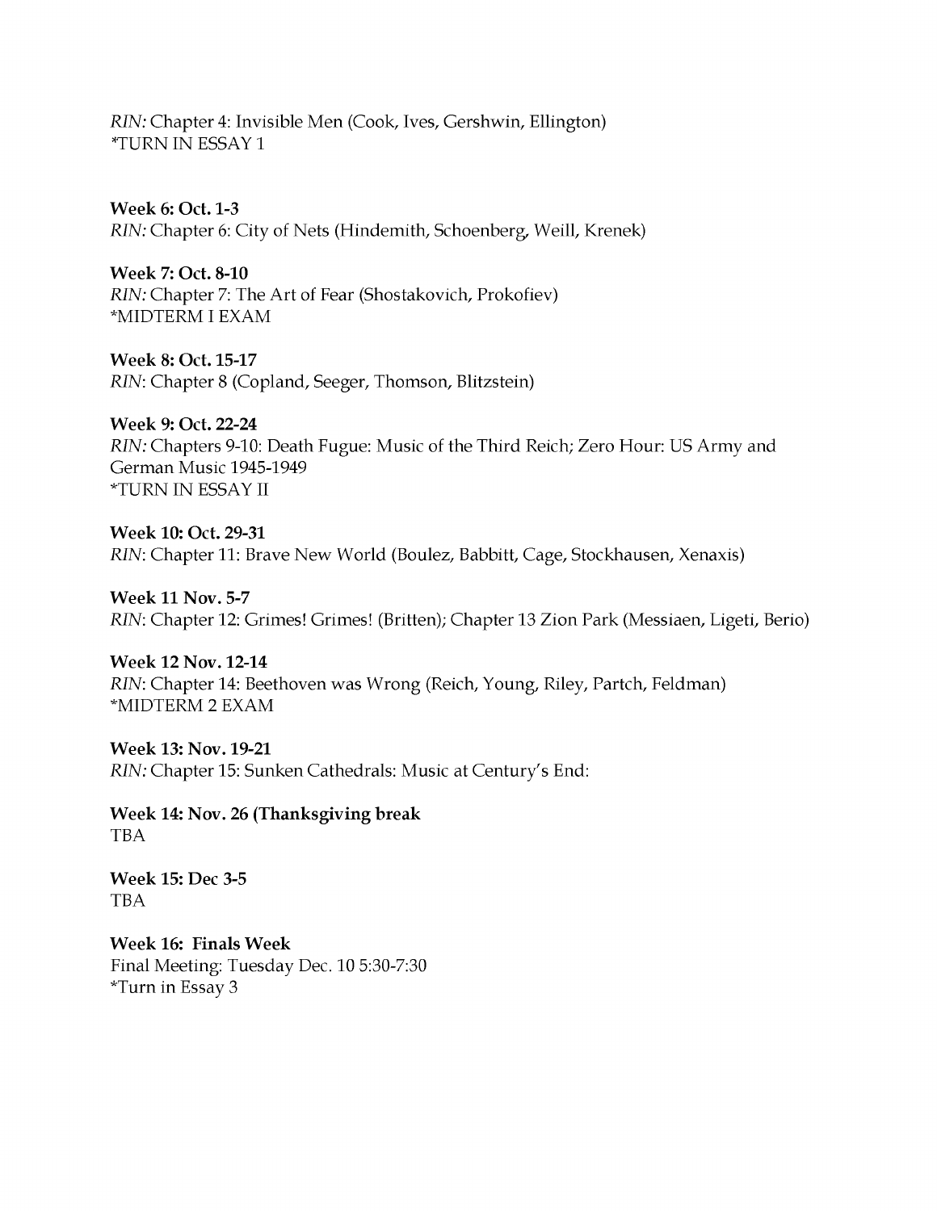*RIN:* Chapter 4: Invisible Men (Cook, Ives, Gershwin, Ellington)
*TURN IN ESSAY 1

**Week 6: Oct. 1-3**
*RIN:* Chapter 6: City of Nets (Hindemith, Schoenberg, Weill, Krenek)

**Week 7: Oct. 8-10**
*RIN:* Chapter 7: The Art of Fear (Shostakovich, Prokofiev)
*MIDTERM I EXAM

**Week 8: Oct. 15-17**
*RIN*: Chapter 8 (Copland, Seeger, Thomson, Blitzstein)

**Week 9: Oct. 22-24**
*RIN:* Chapters 9-10: Death Fugue: Music of the Third Reich; Zero Hour: US Army and German Music 1945-1949
*TURN IN ESSAY II

**Week 10: Oct. 29-31**
*RIN*: Chapter 11: Brave New World (Boulez, Babbitt, Cage, Stockhausen, Xenaxis)

**Week 11 Nov. 5-7**
*RIN*: Chapter 12: Grimes! Grimes! (Britten); Chapter 13 Zion Park (Messiaen, Ligeti, Berio)

**Week 12 Nov. 12-14**
*RIN*: Chapter 14: Beethoven was Wrong (Reich, Young, Riley, Partch, Feldman)
*MIDTERM 2 EXAM

**Week 13: Nov. 19-21**
*RIN:* Chapter 15: Sunken Cathedrals: Music at Century's End:

**Week 14: Nov. 26 (Thanksgiving break**
TBA

**Week 15: Dec 3-5**
TBA

**Week 16: Finals Week**
Final Meeting: Tuesday Dec. 10 5:30-7:30
*Turn in Essay 3